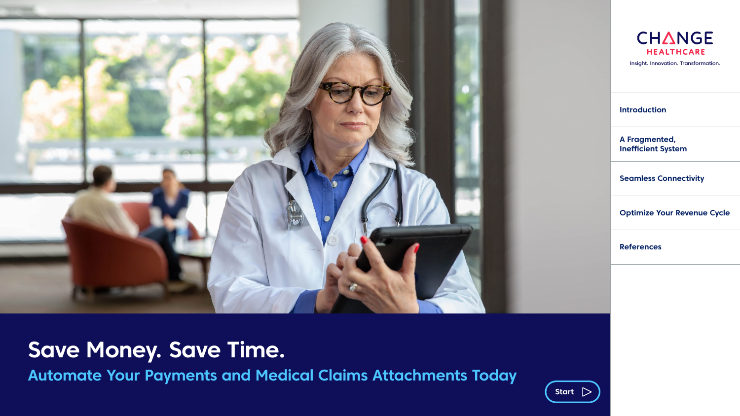CHANGE HEALTHCARE

Insight. Innovation. Transformation.

- Introduction
- A Fragmented, Inefficient System
- Seamless Connectivity
- Optimize Your Revenue Cycle
- References

# Save Money. Save Time.

## Automate Your Payments and Medical Claims Attachments Today

Start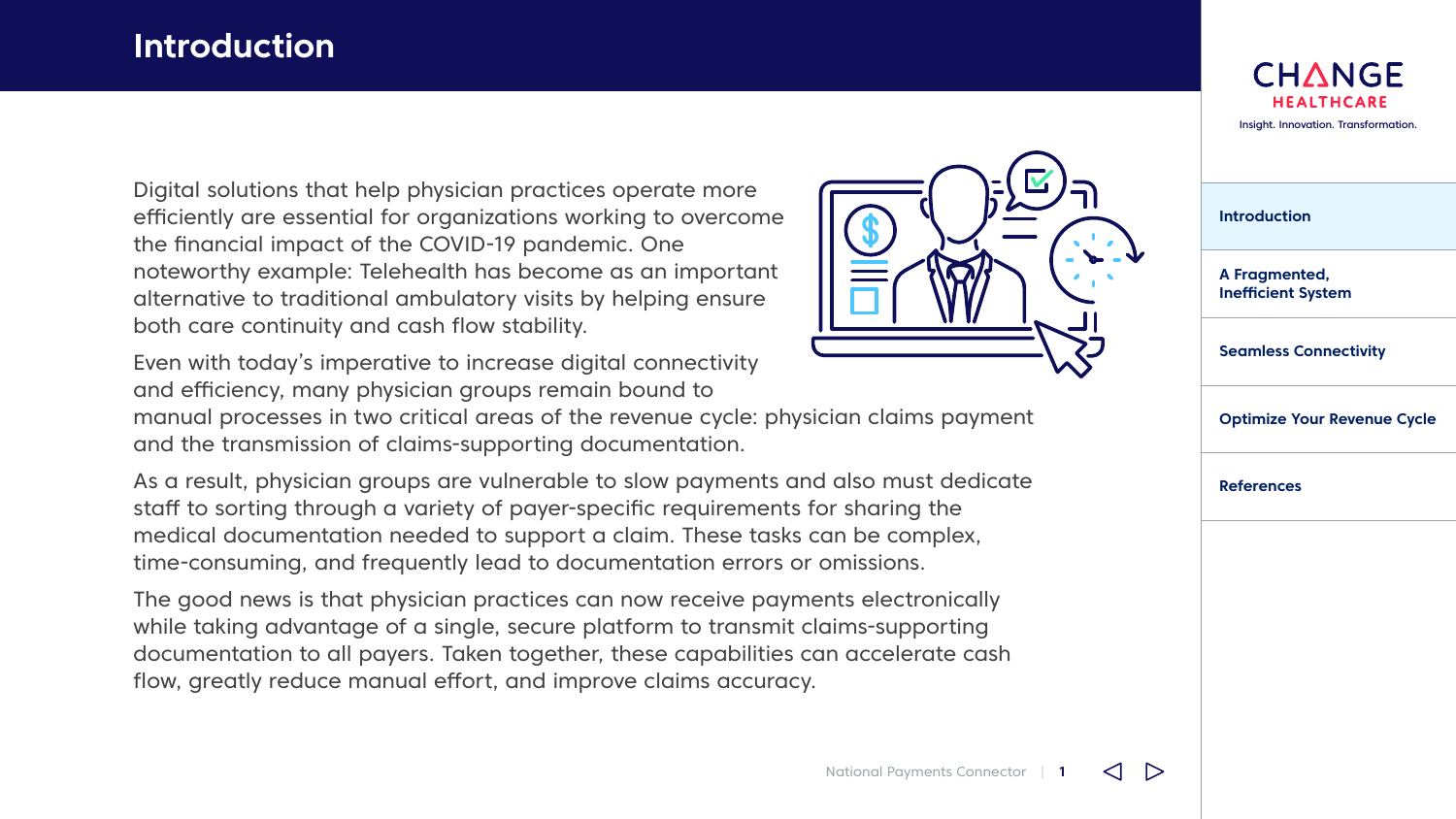# Introduction

Digital solutions that help physician practices operate more efficiently are essential for organizations working to overcome the financial impact of the COVID-19 pandemic. One noteworthy example: Telehealth has become as an important alternative to traditional ambulatory visits by helping ensure both care continuity and cash flow stability.

Even with today's imperative to increase digital connectivity and efficiency, many physician groups remain bound to manual processes in two critical areas of the revenue cycle: physician claims payment and the transmission of claims-supporting documentation.

As a result, physician groups are vulnerable to slow payments and also must dedicate staff to sorting through a variety of payer-specific requirements for sharing the medical documentation needed to support a claim. These tasks can be complex, time-consuming, and frequently lead to documentation errors or omissions.

The good news is that physician practices can now receive payments electronically while taking advantage of a single, secure platform to transmit claims-supporting documentation to all payers. Taken together, these capabilities can accelerate cash flow, greatly reduce manual effort, and improve claims accuracy.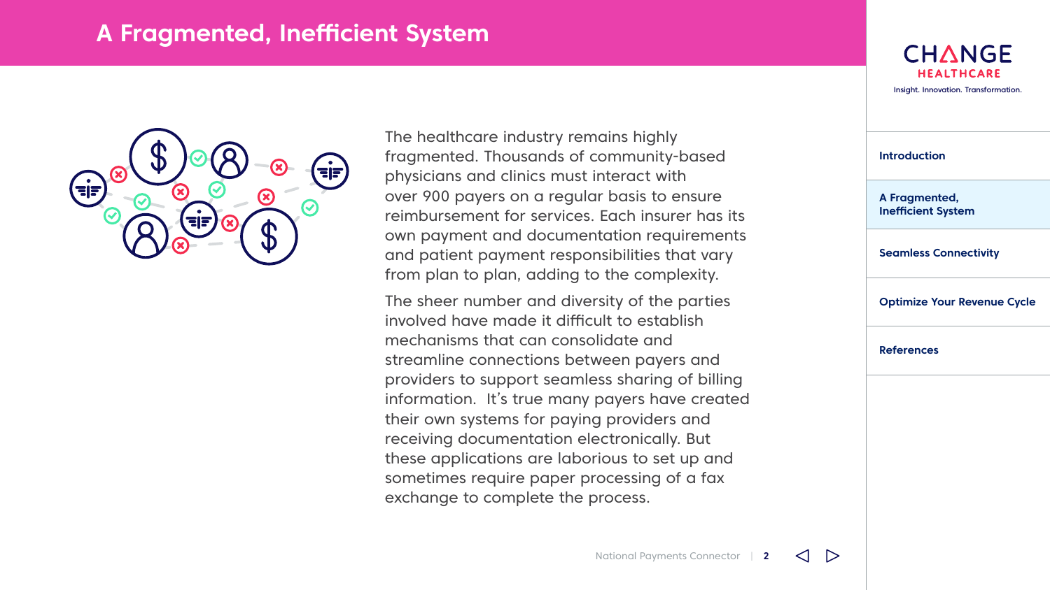# A Fragmented, Inefficient System

The healthcare industry remains highly fragmented. Thousands of community-based physicians and clinics must interact with over 900 payers on a regular basis to ensure reimbursement for services. Each insurer has its own payment and documentation requirements and patient payment responsibilities that vary from plan to plan, adding to the complexity.

The sheer number and diversity of the parties involved have made it difficult to establish mechanisms that can consolidate and streamline connections between payers and providers to support seamless sharing of billing information. It's true many payers have created their own systems for paying providers and receiving documentation electronically. But these applications are laborious to set up and sometimes require paper processing of a fax exchange to complete the process.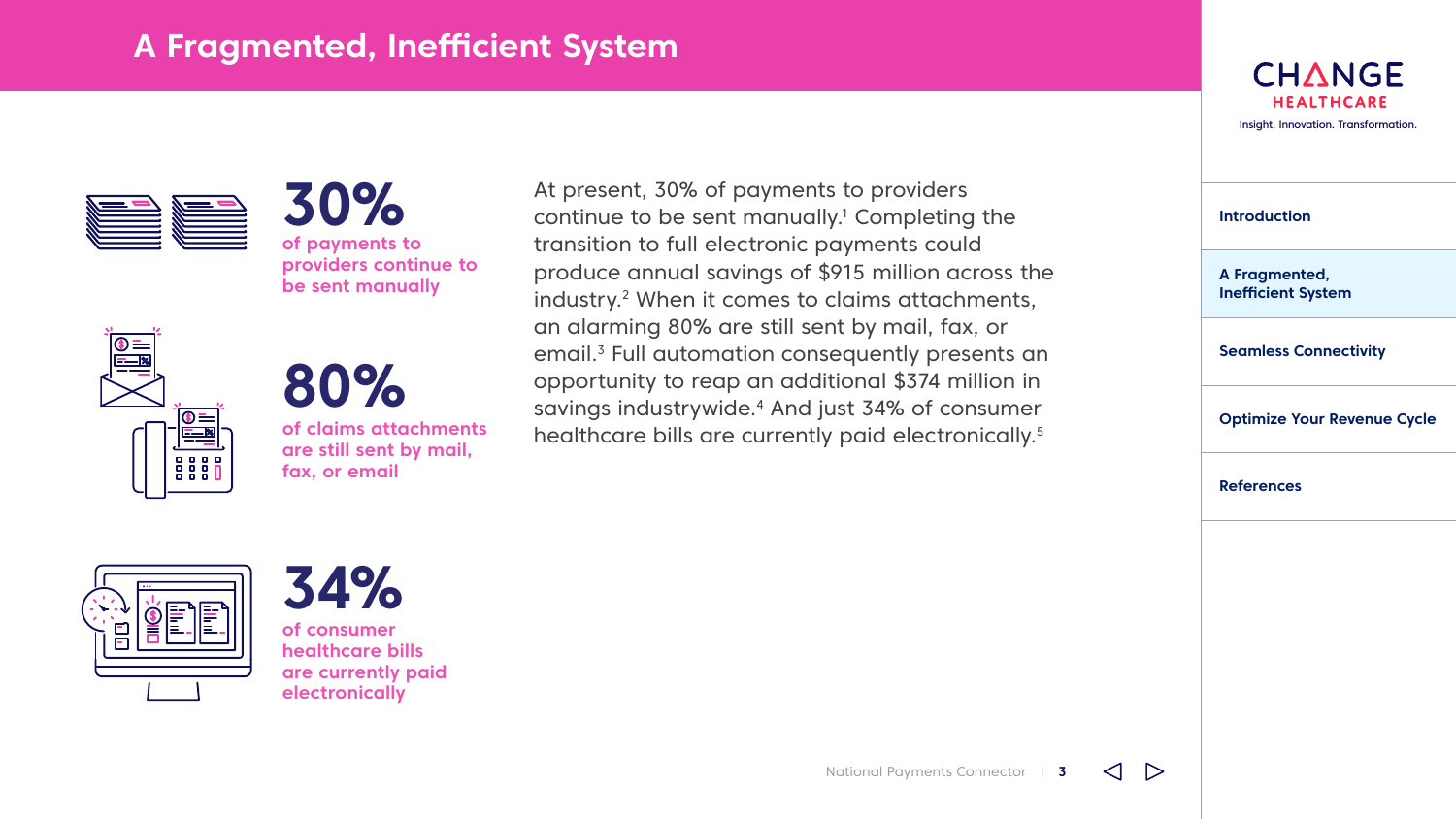# A Fragmented, Inefficient System

**30%**
**of payments to providers continue to be sent manually**

**80%**
**of claims attachments are still sent by mail, fax, or email**

**34%**
**of consumer healthcare bills are currently paid electronically**

At present, 30% of payments to providers continue to be sent manually.[1] Completing the transition to full electronic payments could produce annual savings of $915 million across the industry.[2] When it comes to claims attachments, an alarming 80% are still sent by mail, fax, or email.[3] Full automation consequently presents an opportunity to reap an additional $374 million in savings industrywide.[4] And just 34% of consumer healthcare bills are currently paid electronically.[5]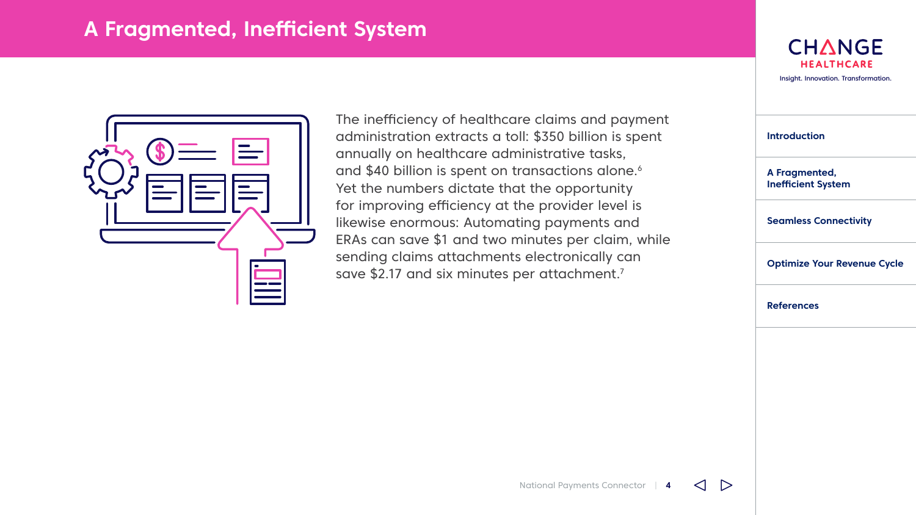# A Fragmented, Inefficient System

The inefficiency of healthcare claims and payment administration extracts a toll: $350 billion is spent annually on healthcare administrative tasks, and $40 billion is spent on transactions alone.[6] Yet the numbers dictate that the opportunity for improving efficiency at the provider level is likewise enormous: Automating payments and ERAs can save $1 and two minutes per claim, while sending claims attachments electronically can save $2.17 and six minutes per attachment.[7]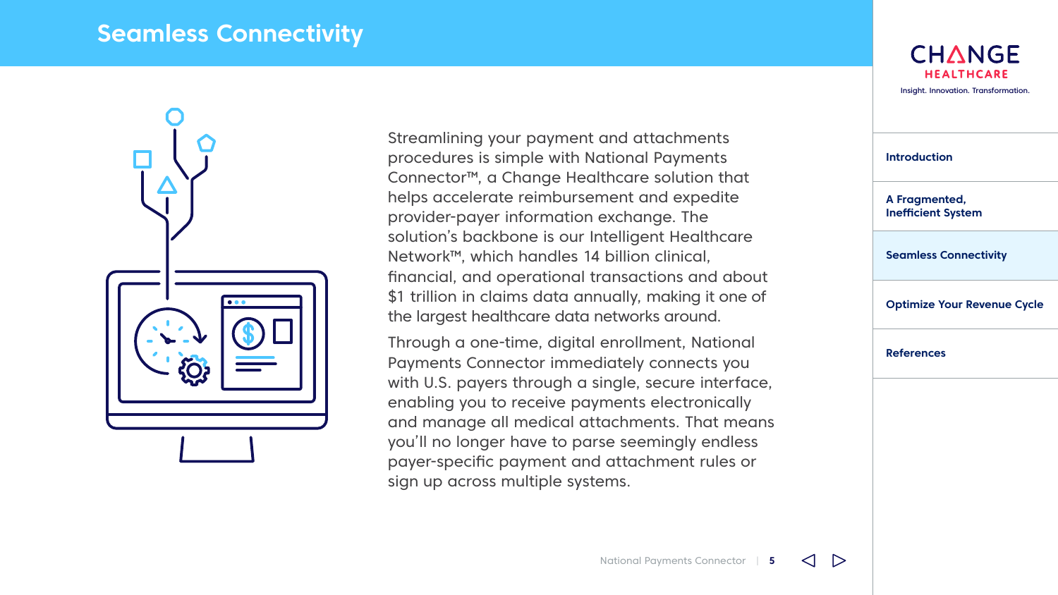# Seamless Connectivity

Streamlining your payment and attachments procedures is simple with National Payments Connector™, a Change Healthcare solution that helps accelerate reimbursement and expedite provider-payer information exchange. The solution's backbone is our Intelligent Healthcare Network™, which handles 14 billion clinical, financial, and operational transactions and about $1 trillion in claims data annually, making it one of the largest healthcare data networks around.

Through a one-time, digital enrollment, National Payments Connector immediately connects you with U.S. payers through a single, secure interface, enabling you to receive payments electronically and manage all medical attachments. That means you'll no longer have to parse seemingly endless payer-specific payment and attachment rules or sign up across multiple systems.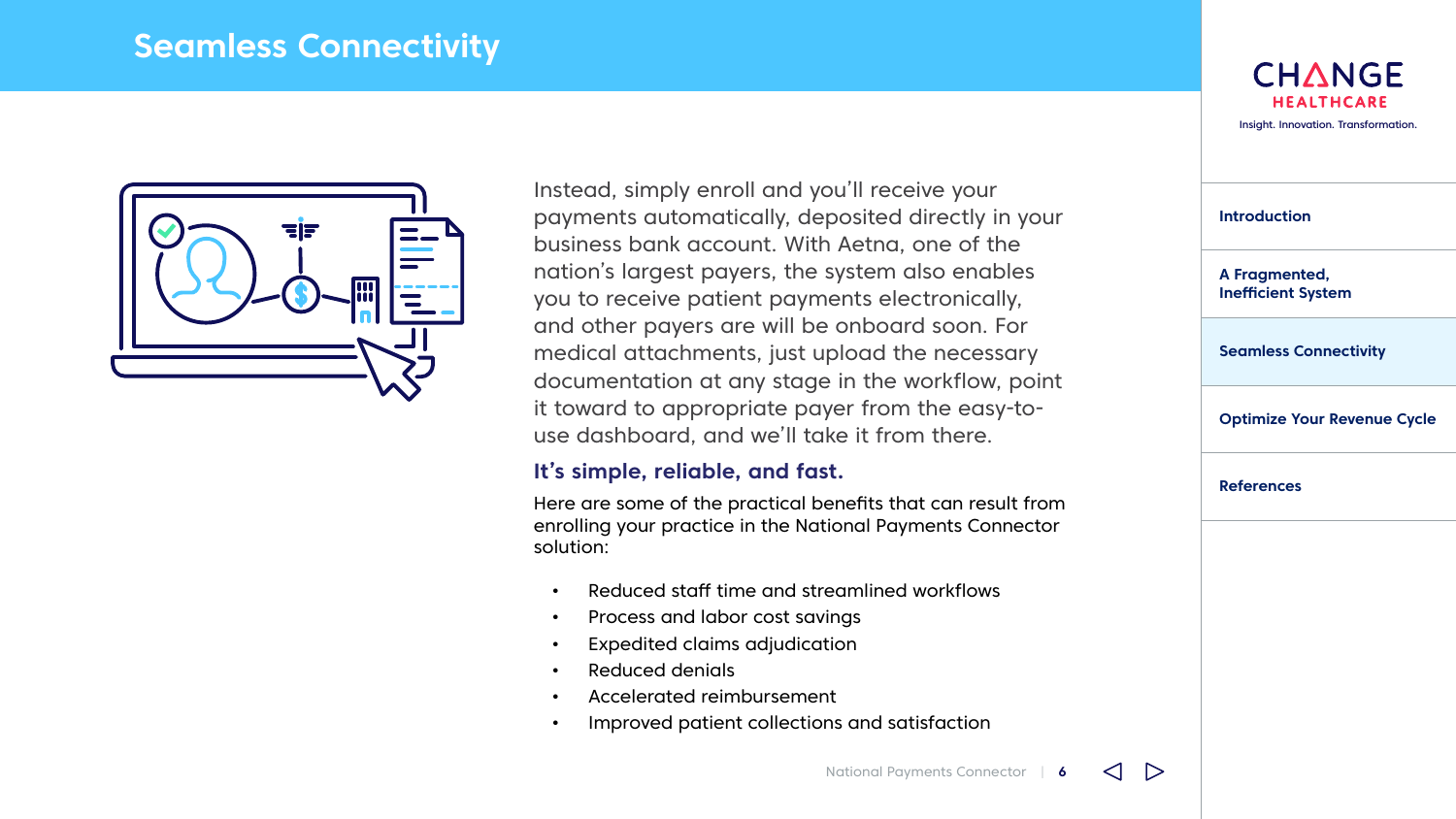# Seamless Connectivity

Instead, simply enroll and you'll receive your payments automatically, deposited directly in your business bank account. With Aetna, one of the nation's largest payers, the system also enables you to receive patient payments electronically, and other payers are will be onboard soon. For medical attachments, just upload the necessary documentation at any stage in the workflow, point it toward to appropriate payer from the easy-to-use dashboard, and we'll take it from there.

### It's simple, reliable, and fast.

Here are some of the practical benefits that can result from enrolling your practice in the National Payments Connector solution:

- Reduced staff time and streamlined workflows
- Process and labor cost savings
- Expedited claims adjudication
- Reduced denials
- Accelerated reimbursement
- Improved patient collections and satisfaction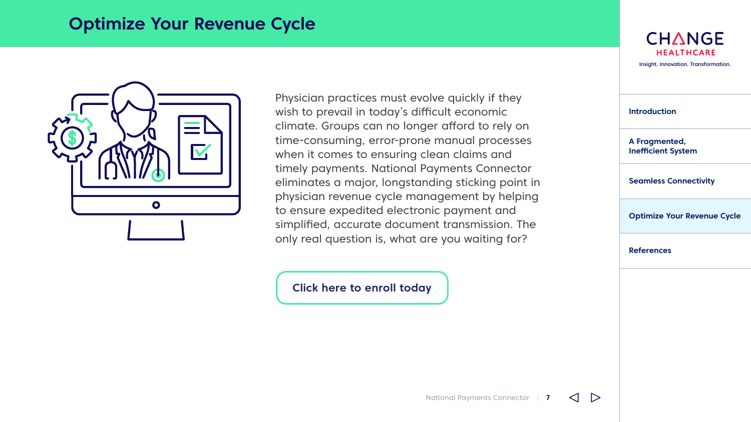# Optimize Your Revenue Cycle

Physician practices must evolve quickly if they wish to prevail in today's difficult economic climate. Groups can no longer afford to rely on time-consuming, error-prone manual processes when it comes to ensuring clean claims and timely payments. National Payments Connector eliminates a major, longstanding sticking point in physician revenue cycle management by helping to ensure expedited electronic payment and simplified, accurate document transmission. The only real question is, what are you waiting for?

**Click here to enroll today**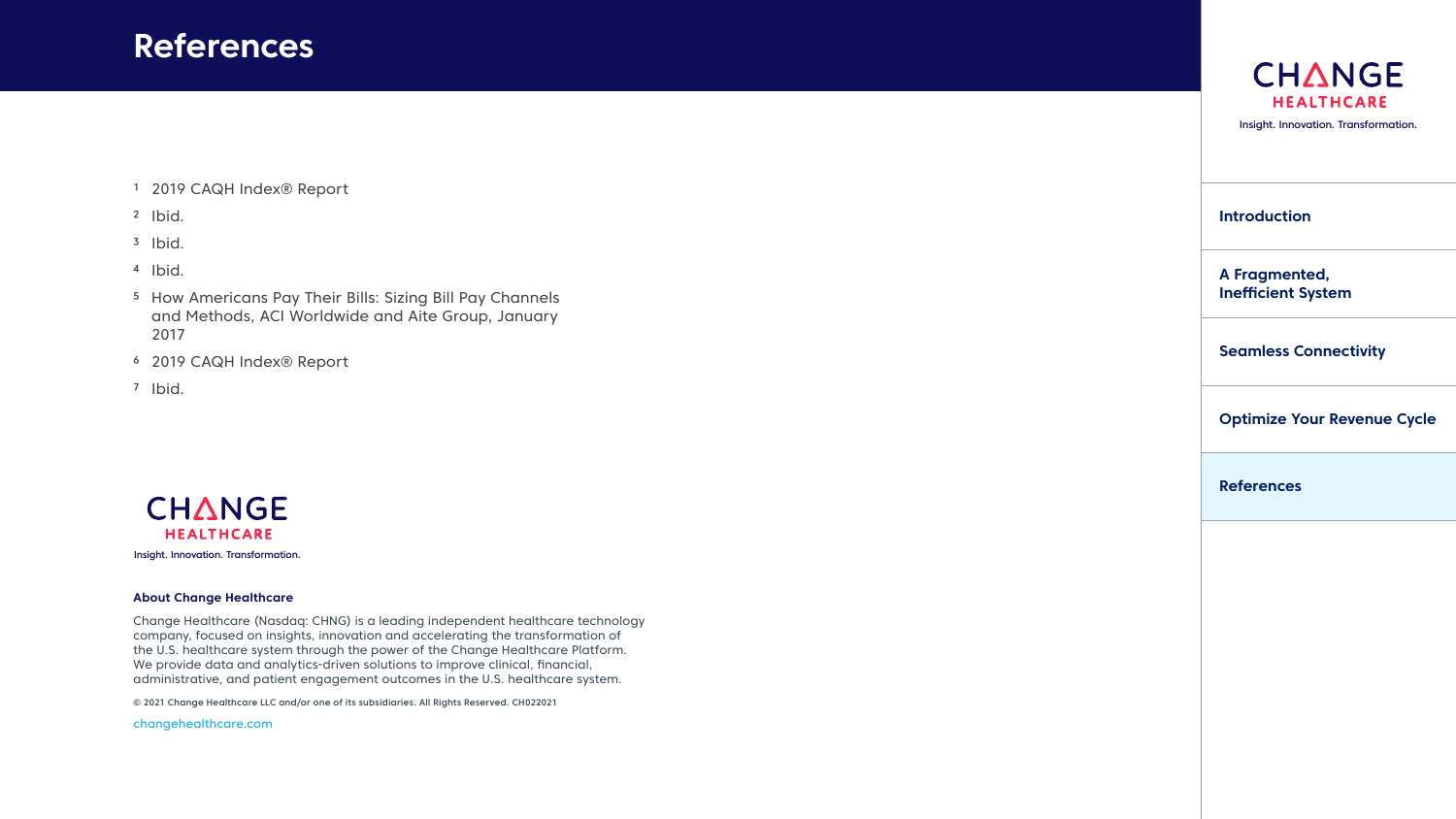# References

1. 2019 CAQH Index® Report
2. Ibid.
3. Ibid.
4. Ibid.
5. How Americans Pay Their Bills: Sizing Bill Pay Channels and Methods, ACI Worldwide and Aite Group, January 2017
6. 2019 CAQH Index® Report
7. Ibid.

CHANGE HEALTHCARE

Insight. Innovation. Transformation.

**About Change Healthcare**

Change Healthcare (Nasdaq: CHNG) is a leading independent healthcare technology company, focused on insights, innovation and accelerating the transformation of the U.S. healthcare system through the power of the Change Healthcare Platform. We provide data and analytics-driven solutions to improve clinical, financial, administrative, and patient engagement outcomes in the U.S. healthcare system.

© 2021 Change Healthcare LLC and/or one of its subsidiaries. All Rights Reserved. CH022021

changehealthcare.com